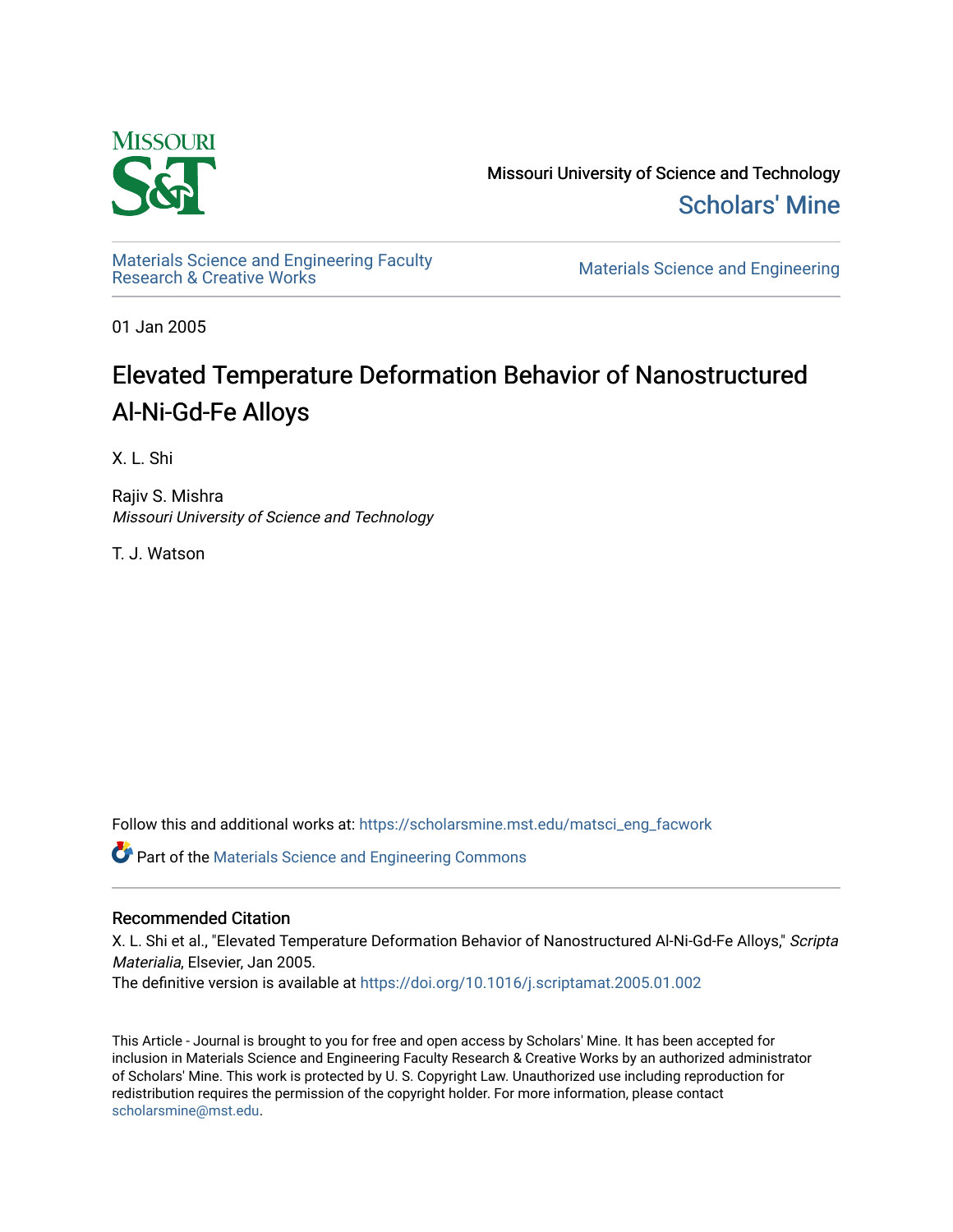Missouri University of Science and Technology

Scholars' Mine

Materials Science and Engineering Faculty Research & Creative Works

Materials Science and Engineering

01 Jan 2005

# Elevated Temperature Deformation Behavior of Nanostructured Al-Ni-Gd-Fe Alloys

X. L. Shi

Rajiv S. Mishra
*Missouri University of Science and Technology*

T. J. Watson

Follow this and additional works at: https://scholarsmine.mst.edu/matsci_eng_facwork

Part of the Materials Science and Engineering Commons

## Recommended Citation

X. L. Shi et al., "Elevated Temperature Deformation Behavior of Nanostructured Al-Ni-Gd-Fe Alloys," *Scripta Materialia*, Elsevier, Jan 2005.

The definitive version is available at https://doi.org/10.1016/j.scriptamat.2005.01.002

This Article - Journal is brought to you for free and open access by Scholars' Mine. It has been accepted for inclusion in Materials Science and Engineering Faculty Research & Creative Works by an authorized administrator of Scholars' Mine. This work is protected by U. S. Copyright Law. Unauthorized use including reproduction for redistribution requires the permission of the copyright holder. For more information, please contact scholarsmine@mst.edu.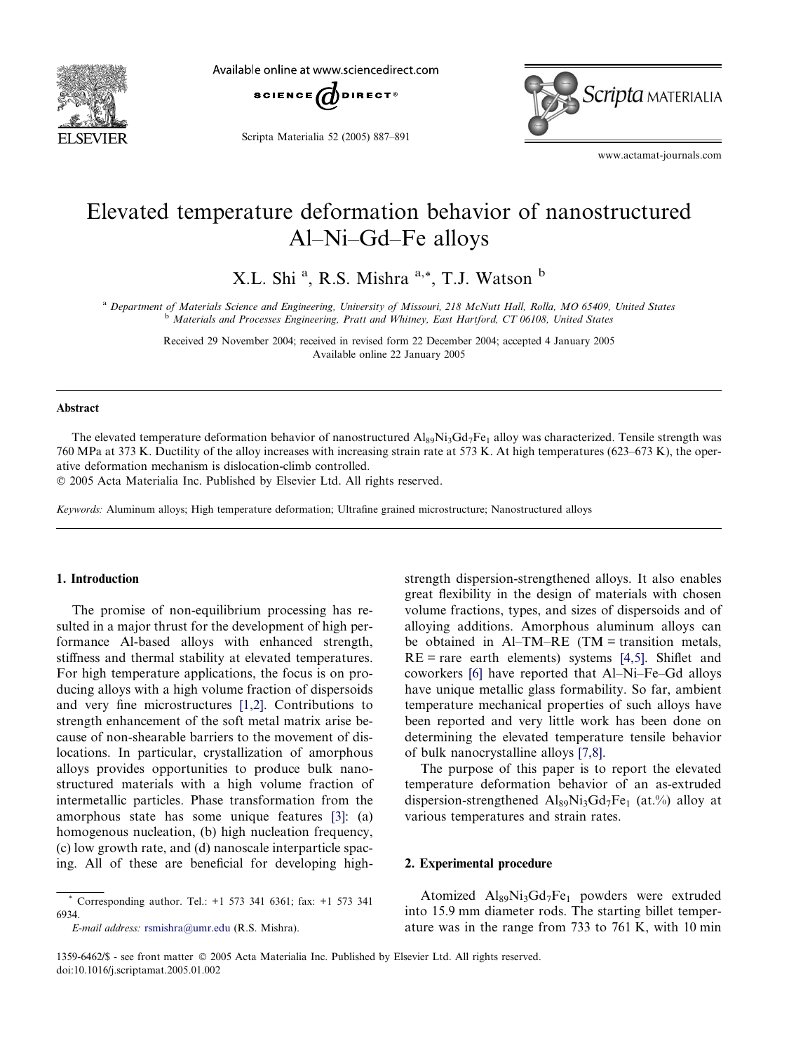# Elevated temperature deformation behavior of nanostructured Al–Ni–Gd–Fe alloys

X.L. Shi [a], R.S. Mishra [a,*], T.J. Watson [b]

[a] Department of Materials Science and Engineering, University of Missouri, 218 McNutt Hall, Rolla, MO 65409, United States
[b] Materials and Processes Engineering, Pratt and Whitney, East Hartford, CT 06108, United States

Received 29 November 2004; received in revised form 22 December 2004; accepted 4 January 2005
Available online 22 January 2005

## Abstract

The elevated temperature deformation behavior of nanostructured $Al_{89}Ni_3Gd_7Fe_1$ alloy was characterized. Tensile strength was 760 MPa at 373 K. Ductility of the alloy increases with increasing strain rate at 573 K. At high temperatures (623–673 K), the operative deformation mechanism is dislocation-climb controlled.
© 2005 Acta Materialia Inc. Published by Elsevier Ltd. All rights reserved.

*Keywords:* Aluminum alloys; High temperature deformation; Ultrafine grained microstructure; Nanostructured alloys

## 1. Introduction

The promise of non-equilibrium processing has resulted in a major thrust for the development of high performance Al-based alloys with enhanced strength, stiffness and thermal stability at elevated temperatures. For high temperature applications, the focus is on producing alloys with a high volume fraction of dispersoids and very fine microstructures [1,2]. Contributions to strength enhancement of the soft metal matrix arise because of non-shearable barriers to the movement of dislocations. In particular, crystallization of amorphous alloys provides opportunities to produce bulk nanostructured materials with a high volume fraction of intermetallic particles. Phase transformation from the amorphous state has some unique features [3]: (a) homogenous nucleation, (b) high nucleation frequency, (c) low growth rate, and (d) nanoscale interparticle spacing. All of these are beneficial for developing high-strength dispersion-strengthened alloys. It also enables great flexibility in the design of materials with chosen volume fractions, types, and sizes of dispersoids and of alloying additions. Amorphous aluminum alloys can be obtained in Al–TM–RE (TM = transition metals, RE = rare earth elements) systems [4,5]. Shiflet and coworkers [6] have reported that Al–Ni–Fe–Gd alloys have unique metallic glass formability. So far, ambient temperature mechanical properties of such alloys have been reported and very little work has been done on determining the elevated temperature tensile behavior of bulk nanocrystalline alloys [7,8].

The purpose of this paper is to report the elevated temperature deformation behavior of an as-extruded dispersion-strengthened $Al_{89}Ni_3Gd_7Fe_1$ (at.%) alloy at various temperatures and strain rates.

## 2. Experimental procedure

Atomized $Al_{89}Ni_3Gd_7Fe_1$ powders were extruded into 15.9 mm diameter rods. The starting billet temperature was in the range from 733 to 761 K, with 10 min

\* Corresponding author. Tel.: +1 573 341 6361; fax: +1 573 341 6934.
*E-mail address:* rsmishra@umr.edu (R.S. Mishra).

1359-6462/$ - see front matter © 2005 Acta Materialia Inc. Published by Elsevier Ltd. All rights reserved.
doi:10.1016/j.scriptamat.2005.01.002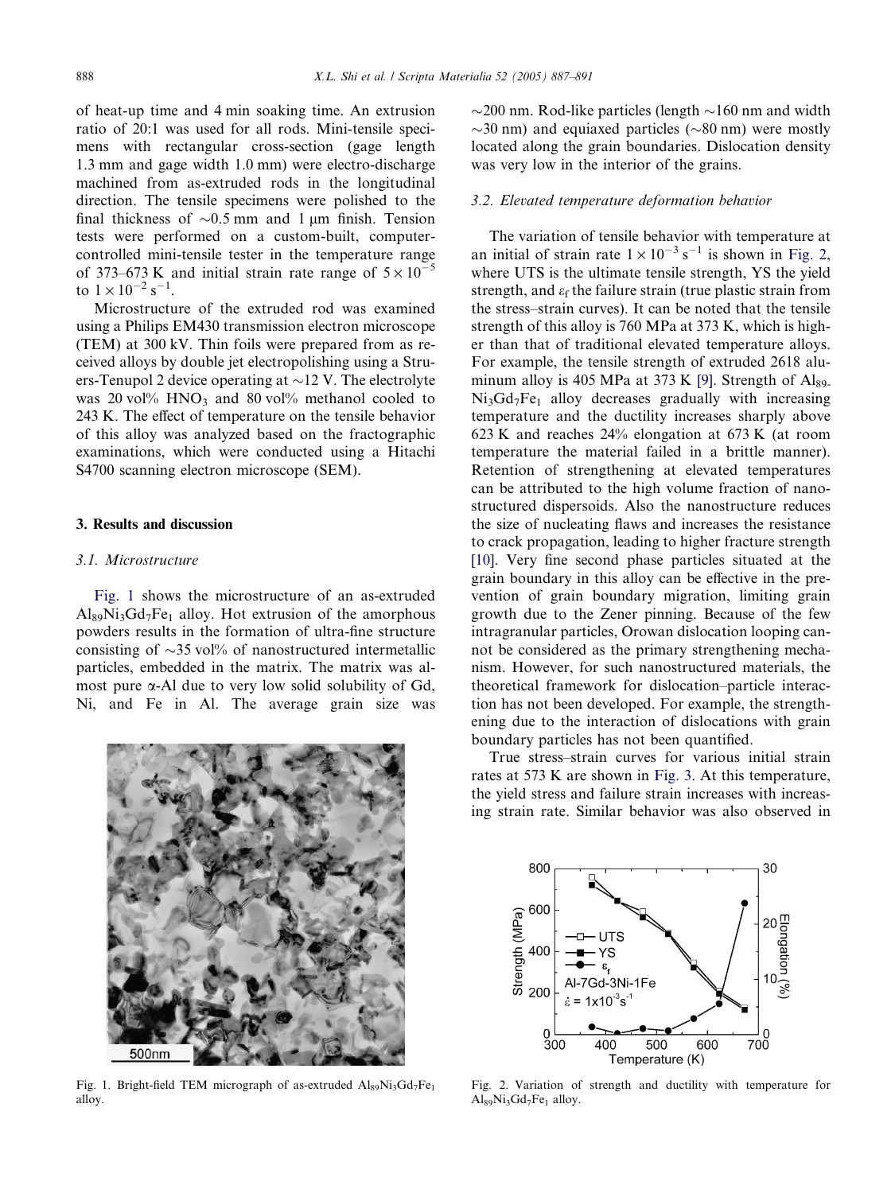of heat-up time and 4 min soaking time. An extrusion ratio of 20:1 was used for all rods. Mini-tensile specimens with rectangular cross-section (gage length 1.3 mm and gage width 1.0 mm) were electro-discharge machined from as-extruded rods in the longitudinal direction. The tensile specimens were polished to the final thickness of ~0.5 mm and 1 μm finish. Tension tests were performed on a custom-built, computer-controlled mini-tensile tester in the temperature range of 373–673 K and initial strain rate range of $5 \times 10^{-5}$ to $1 \times 10^{-2}\ s^{-1}$.

Microstructure of the extruded rod was examined using a Philips EM430 transmission electron microscope (TEM) at 300 kV. Thin foils were prepared from as received alloys by double jet electropolishing using a Struers-Tenupol 2 device operating at ~12 V. The electrolyte was 20 vol% $HNO_3$ and 80 vol% methanol cooled to 243 K. The effect of temperature on the tensile behavior of this alloy was analyzed based on the fractographic examinations, which were conducted using a Hitachi S4700 scanning electron microscope (SEM).

## 3. Results and discussion

### 3.1. Microstructure

Fig. 1 shows the microstructure of an as-extruded $Al_{89}Ni_3Gd_7Fe_1$ alloy. Hot extrusion of the amorphous powders results in the formation of ultra-fine structure consisting of ~35 vol% of nanostructured intermetallic particles, embedded in the matrix. The matrix was almost pure α-Al due to very low solid solubility of Gd, Ni, and Fe in Al. The average grain size was ~200 nm. Rod-like particles (length ~160 nm and width ~30 nm) and equiaxed particles (~80 nm) were mostly located along the grain boundaries. Dislocation density was very low in the interior of the grains.

Fig. 1. Bright-field TEM micrograph of as-extruded $Al_{89}Ni_3Gd_7Fe_1$ alloy.

### 3.2. Elevated temperature deformation behavior

The variation of tensile behavior with temperature at an initial of strain rate $1 \times 10^{-3}\ s^{-1}$ is shown in Fig. 2, where UTS is the ultimate tensile strength, YS the yield strength, and $\varepsilon_f$ the failure strain (true plastic strain from the stress–strain curves). It can be noted that the tensile strength of this alloy is 760 MPa at 373 K, which is higher than that of traditional elevated temperature alloys. For example, the tensile strength of extruded 2618 aluminum alloy is 405 MPa at 373 K [9]. Strength of $Al_{89}Ni_3Gd_7Fe_1$ alloy decreases gradually with increasing temperature and the ductility increases sharply above 623 K and reaches 24% elongation at 673 K (at room temperature the material failed in a brittle manner). Retention of strengthening at elevated temperatures can be attributed to the high volume fraction of nanostructured dispersoids. Also the nanostructure reduces the size of nucleating flaws and increases the resistance to crack propagation, leading to higher fracture strength [10]. Very fine second phase particles situated at the grain boundary in this alloy can be effective in the prevention of grain boundary migration, limiting grain growth due to the Zener pinning. Because of the few intragranular particles, Orowan dislocation looping cannot be considered as the primary strengthening mechanism. However, for such nanostructured materials, the theoretical framework for dislocation–particle interaction has not been developed. For example, the strengthening due to the interaction of dislocations with grain boundary particles has not been quantified.

True stress–strain curves for various initial strain rates at 573 K are shown in Fig. 3. At this temperature, the yield stress and failure strain increases with increasing strain rate. Similar behavior was also observed in

Fig. 2. Variation of strength and ductility with temperature for $Al_{89}Ni_3Gd_7Fe_1$ alloy.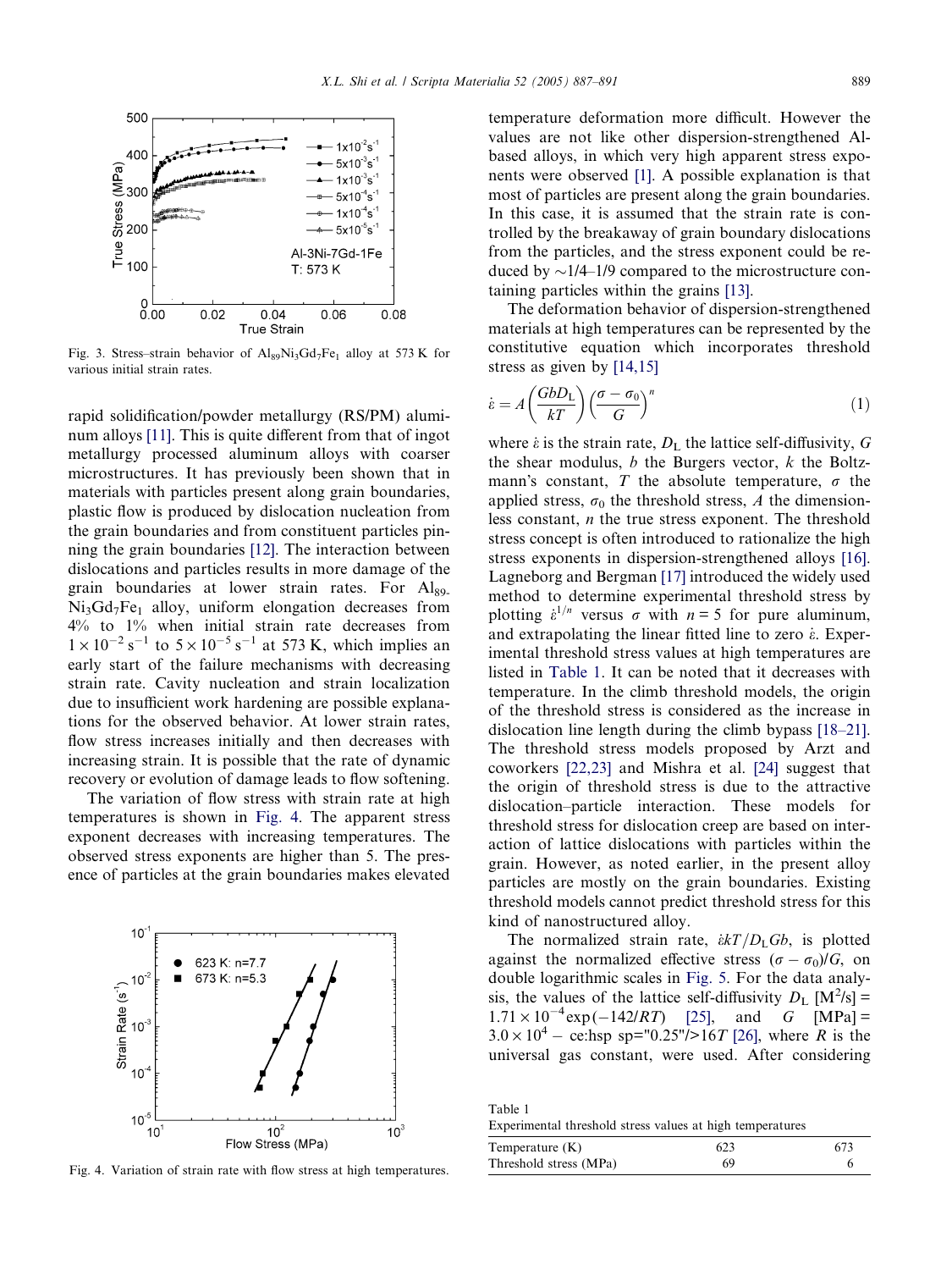Fig. 3. Stress–strain behavior of $Al_{89}Ni_3Gd_7Fe_1$ alloy at 573 K for various initial strain rates.

rapid solidification/powder metallurgy (RS/PM) aluminum alloys [11]. This is quite different from that of ingot metallurgy processed aluminum alloys with coarser microstructures. It has previously been shown that in materials with particles present along grain boundaries, plastic flow is produced by dislocation nucleation from the grain boundaries and from constituent particles pinning the grain boundaries [12]. The interaction between dislocations and particles results in more damage of the grain boundaries at lower strain rates. For $Al_{89}Ni_3Gd_7Fe_1$ alloy, uniform elongation decreases from 4% to 1% when initial strain rate decreases from $1 \times 10^{-2}\,s^{-1}$ to $5 \times 10^{-5}\,s^{-1}$ at 573 K, which implies an early start of the failure mechanisms with decreasing strain rate. Cavity nucleation and strain localization due to insufficient work hardening are possible explanations for the observed behavior. At lower strain rates, flow stress increases initially and then decreases with increasing strain. It is possible that the rate of dynamic recovery or evolution of damage leads to flow softening.

The variation of flow stress with strain rate at high temperatures is shown in Fig. 4. The apparent stress exponent decreases with increasing temperatures. The observed stress exponents are higher than 5. The presence of particles at the grain boundaries makes elevated temperature deformation more difficult. However the values are not like other dispersion-strengthened Al-based alloys, in which very high apparent stress exponents were observed [1]. A possible explanation is that most of particles are present along the grain boundaries. In this case, it is assumed that the strain rate is controlled by the breakaway of grain boundary dislocations from the particles, and the stress exponent could be reduced by ~1/4–1/9 compared to the microstructure containing particles within the grains [13].

Fig. 4. Variation of strain rate with flow stress at high temperatures.

The deformation behavior of dispersion-strengthened materials at high temperatures can be represented by the constitutive equation which incorporates threshold stress as given by [14,15]

$$\dot{\varepsilon} = A\left(\frac{GbD_L}{kT}\right)\left(\frac{\sigma - \sigma_0}{G}\right)^n \tag{1}$$

where $\dot{\varepsilon}$ is the strain rate, $D_L$ the lattice self-diffusivity, $G$ the shear modulus, $b$ the Burgers vector, $k$ the Boltzmann's constant, $T$ the absolute temperature, $\sigma$ the applied stress, $\sigma_0$ the threshold stress, $A$ the dimensionless constant, $n$ the true stress exponent. The threshold stress concept is often introduced to rationalize the high stress exponents in dispersion-strengthened alloys [16]. Lagneborg and Bergman [17] introduced the widely used method to determine experimental threshold stress by plotting $\dot{\varepsilon}^{1/n}$ versus $\sigma$ with $n = 5$ for pure aluminum, and extrapolating the linear fitted line to zero $\dot{\varepsilon}$. Experimental threshold stress values at high temperatures are listed in Table 1. It can be noted that it decreases with temperature. In the climb threshold models, the origin of the threshold stress is considered as the increase in dislocation line length during the climb bypass [18–21]. The threshold stress models proposed by Arzt and coworkers [22,23] and Mishra et al. [24] suggest that the origin of threshold stress is due to the attractive dislocation–particle interaction. These models for threshold stress for dislocation creep are based on interaction of lattice dislocations with particles within the grain. However, as noted earlier, in the present alloy particles are mostly on the grain boundaries. Existing threshold models cannot predict threshold stress for this kind of nanostructured alloy.

The normalized strain rate, $\dot{\varepsilon}kT/D_LGb$, is plotted against the normalized effective stress $(\sigma - \sigma_0)/G$, on double logarithmic scales in Fig. 5. For the data analysis, the values of the lattice self-diffusivity $D_L$ [M²/s] = $1.71 \times 10^{-4}\exp(-142/RT)$ [25], and $G$ [MPa] = $3.0 \times 10^4$ – ce:hsp sp="0.25"/>16$T$ [26], where $R$ is the universal gas constant, were used. After considering

Table 1
Experimental threshold stress values at high temperatures

| Temperature (K) | 623 | 673 |
|---|---|---|
| Threshold stress (MPa) | 69 | 6 |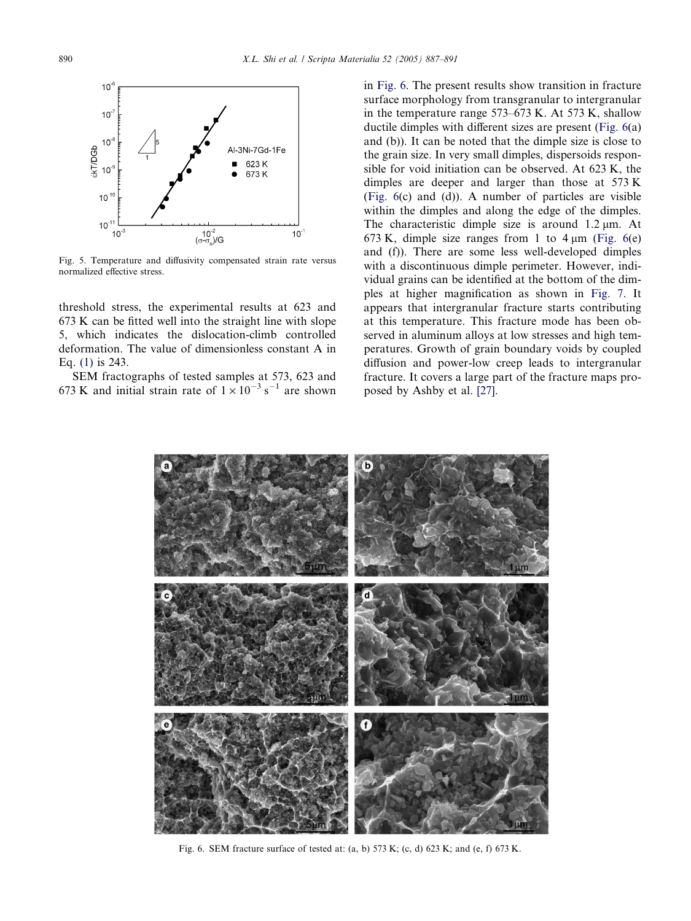Fig. 5. Temperature and diffusivity compensated strain rate versus normalized effective stress.

threshold stress, the experimental results at 623 and 673 K can be fitted well into the straight line with slope 5, which indicates the dislocation-climb controlled deformation. The value of dimensionless constant A in Eq. (1) is 243.

SEM fractographs of tested samples at 573, 623 and 673 K and initial strain rate of $1 \times 10^{-3}$ s$^{-1}$ are shown in Fig. 6. The present results show transition in fracture surface morphology from transgranular to intergranular in the temperature range 573–673 K. At 573 K, shallow ductile dimples with different sizes are present (Fig. 6(a) and (b)). It can be noted that the dimple size is close to the grain size. In very small dimples, dispersoids responsible for void initiation can be observed. At 623 K, the dimples are deeper and larger than those at 573 K (Fig. 6(c) and (d)). A number of particles are visible within the dimples and along the edge of the dimples. The characteristic dimple size is around 1.2 μm. At 673 K, dimple size ranges from 1 to 4 μm (Fig. 6(e) and (f)). There are some less well-developed dimples with a discontinuous dimple perimeter. However, individual grains can be identified at the bottom of the dimples at higher magnification as shown in Fig. 7. It appears that intergranular fracture starts contributing at this temperature. This fracture mode has been observed in aluminum alloys at low stresses and high temperatures. Growth of grain boundary voids by coupled diffusion and power-low creep leads to intergranular fracture. It covers a large part of the fracture maps proposed by Ashby et al. [27].

Fig. 6. SEM fracture surface of tested at: (a, b) 573 K; (c, d) 623 K; and (e, f) 673 K.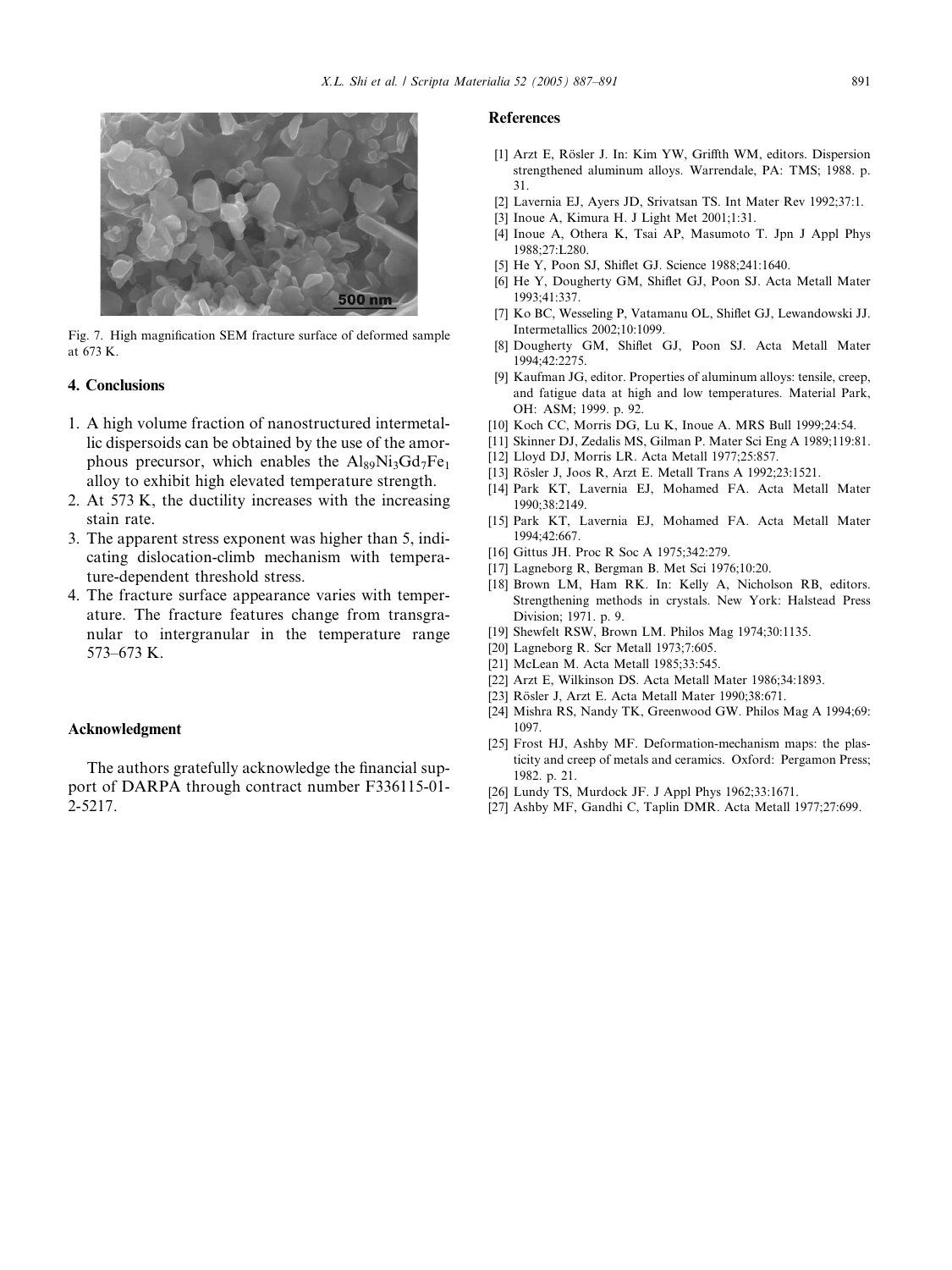Fig. 7. High magnification SEM fracture surface of deformed sample at 673 K.

## 4. Conclusions

1. A high volume fraction of nanostructured intermetallic dispersoids can be obtained by the use of the amorphous precursor, which enables the $Al_{89}Ni_{3}Gd_{7}Fe_{1}$ alloy to exhibit high elevated temperature strength.
2. At 573 K, the ductility increases with the increasing stain rate.
3. The apparent stress exponent was higher than 5, indicating dislocation-climb mechanism with temperature-dependent threshold stress.
4. The fracture surface appearance varies with temperature. The fracture features change from transgranular to intergranular in the temperature range 573–673 K.

## Acknowledgment

The authors gratefully acknowledge the financial support of DARPA through contract number F336115-01-2-5217.

## References

[1] Arzt E, Rösler J. In: Kim YW, Griffth WM, editors. Dispersion strengthened aluminum alloys. Warrendale, PA: TMS; 1988. p. 31.
[2] Lavernia EJ, Ayers JD, Srivatsan TS. Int Mater Rev 1992;37:1.
[3] Inoue A, Kimura H. J Light Met 2001;1:31.
[4] Inoue A, Othera K, Tsai AP, Masumoto T. Jpn J Appl Phys 1988;27:L280.
[5] He Y, Poon SJ, Shiflet GJ. Science 1988;241:1640.
[6] He Y, Dougherty GM, Shiflet GJ, Poon SJ. Acta Metall Mater 1993;41:337.
[7] Ko BC, Wesseling P, Vatamanu OL, Shiflet GJ, Lewandowski JJ. Intermetallics 2002;10:1099.
[8] Dougherty GM, Shiflet GJ, Poon SJ. Acta Metall Mater 1994;42:2275.
[9] Kaufman JG, editor. Properties of aluminum alloys: tensile, creep, and fatigue data at high and low temperatures. Material Park, OH: ASM; 1999. p. 92.
[10] Koch CC, Morris DG, Lu K, Inoue A. MRS Bull 1999;24:54.
[11] Skinner DJ, Zedalis MS, Gilman P. Mater Sci Eng A 1989;119:81.
[12] Lloyd DJ, Morris LR. Acta Metall 1977;25:857.
[13] Rösler J, Joos R, Arzt E. Metall Trans A 1992;23:1521.
[14] Park KT, Lavernia EJ, Mohamed FA. Acta Metall Mater 1990;38:2149.
[15] Park KT, Lavernia EJ, Mohamed FA. Acta Metall Mater 1994;42:667.
[16] Gittus JH. Proc R Soc A 1975;342:279.
[17] Lagneborg R, Bergman B. Met Sci 1976;10:20.
[18] Brown LM, Ham RK. In: Kelly A, Nicholson RB, editors. Strengthening methods in crystals. New York: Halstead Press Division; 1971. p. 9.
[19] Shewfelt RSW, Brown LM. Philos Mag 1974;30:1135.
[20] Lagneborg R. Scr Metall 1973;7:605.
[21] McLean M. Acta Metall 1985;33:545.
[22] Arzt E, Wilkinson DS. Acta Metall Mater 1986;34:1893.
[23] Rösler J, Arzt E. Acta Metall Mater 1990;38:671.
[24] Mishra RS, Nandy TK, Greenwood GW. Philos Mag A 1994;69:1097.
[25] Frost HJ, Ashby MF. Deformation-mechanism maps: the plasticity and creep of metals and ceramics. Oxford: Pergamon Press; 1982. p. 21.
[26] Lundy TS, Murdock JF. J Appl Phys 1962;33:1671.
[27] Ashby MF, Gandhi C, Taplin DMR. Acta Metall 1977;27:699.